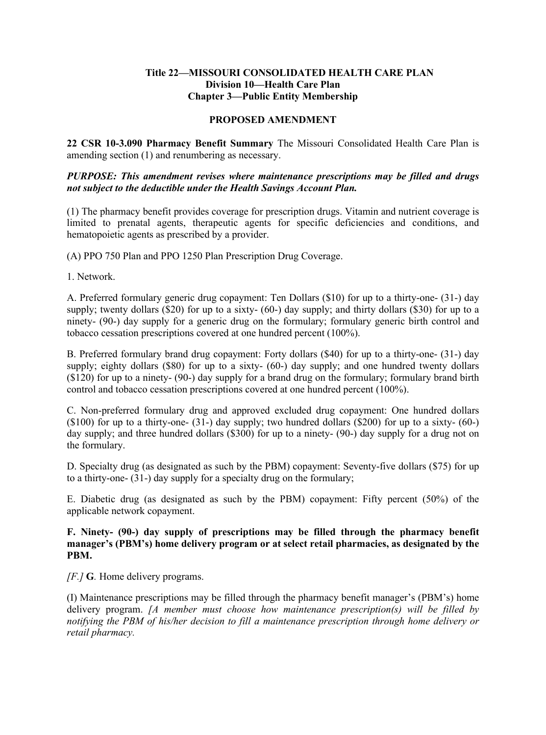**Title 22—MISSOURI CONSOLIDATED HEALTH CARE PLAN**
**Division 10—Health Care Plan**
**Chapter 3—Public Entity Membership**

**PROPOSED AMENDMENT**

**22 CSR 10-3.090 Pharmacy Benefit Summary** The Missouri Consolidated Health Care Plan is amending section (1) and renumbering as necessary.

***PURPOSE: This amendment revises where maintenance prescriptions may be filled and drugs not subject to the deductible under the Health Savings Account Plan.***

(1) The pharmacy benefit provides coverage for prescription drugs. Vitamin and nutrient coverage is limited to prenatal agents, therapeutic agents for specific deficiencies and conditions, and hematopoietic agents as prescribed by a provider.

(A) PPO 750 Plan and PPO 1250 Plan Prescription Drug Coverage.

1. Network.

A. Preferred formulary generic drug copayment: Ten Dollars ($10) for up to a thirty-one- (31-) day supply; twenty dollars ($20) for up to a sixty- (60-) day supply; and thirty dollars ($30) for up to a ninety- (90-) day supply for a generic drug on the formulary; formulary generic birth control and tobacco cessation prescriptions covered at one hundred percent (100%).

B. Preferred formulary brand drug copayment: Forty dollars ($40) for up to a thirty-one- (31-) day supply; eighty dollars ($80) for up to a sixty- (60-) day supply; and one hundred twenty dollars ($120) for up to a ninety- (90-) day supply for a brand drug on the formulary; formulary brand birth control and tobacco cessation prescriptions covered at one hundred percent (100%).

C. Non-preferred formulary drug and approved excluded drug copayment: One hundred dollars ($100) for up to a thirty-one- (31-) day supply; two hundred dollars ($200) for up to a sixty- (60-) day supply; and three hundred dollars ($300) for up to a ninety- (90-) day supply for a drug not on the formulary.

D. Specialty drug (as designated as such by the PBM) copayment: Seventy-five dollars ($75) for up to a thirty-one- (31-) day supply for a specialty drug on the formulary;

E. Diabetic drug (as designated as such by the PBM) copayment: Fifty percent (50%) of the applicable network copayment.

**F. Ninety- (90-) day supply of prescriptions may be filled through the pharmacy benefit manager's (PBM's) home delivery program or at select retail pharmacies, as designated by the PBM.**

*[F.]* **G**. Home delivery programs.

(I) Maintenance prescriptions may be filled through the pharmacy benefit manager's (PBM's) home delivery program. *[A member must choose how maintenance prescription(s) will be filled by notifying the PBM of his/her decision to fill a maintenance prescription through home delivery or retail pharmacy.*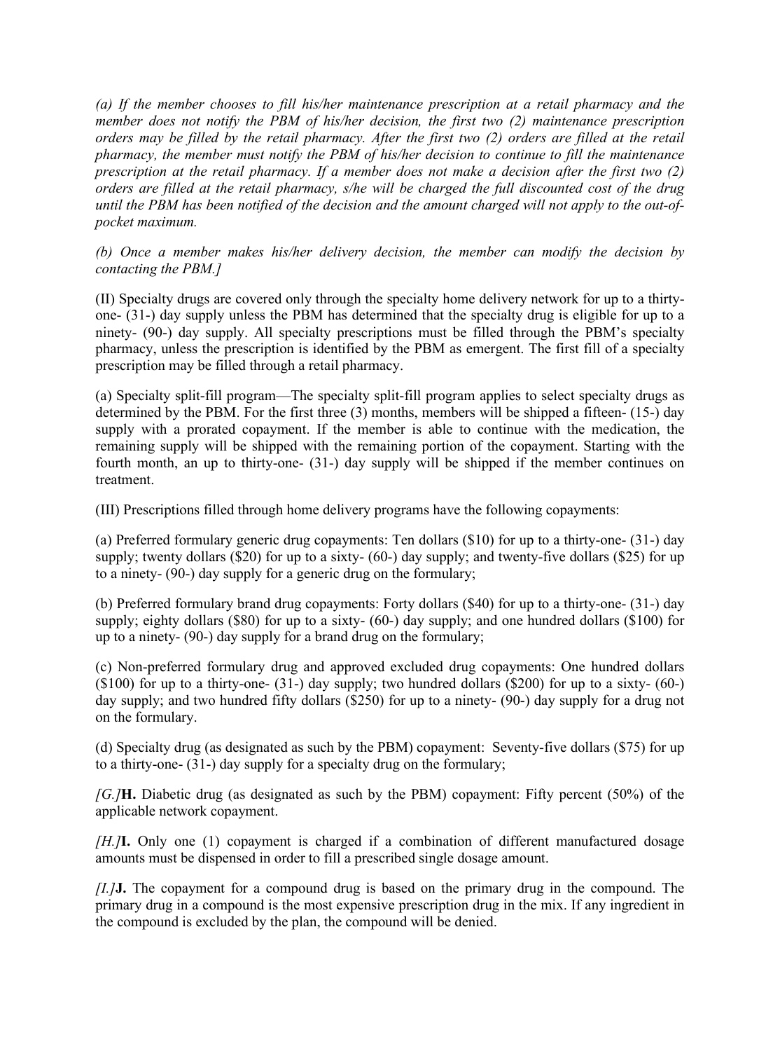*(a) If the member chooses to fill his/her maintenance prescription at a retail pharmacy and the member does not notify the PBM of his/her decision, the first two (2) maintenance prescription orders may be filled by the retail pharmacy. After the first two (2) orders are filled at the retail pharmacy, the member must notify the PBM of his/her decision to continue to fill the maintenance prescription at the retail pharmacy. If a member does not make a decision after the first two (2) orders are filled at the retail pharmacy, s/he will be charged the full discounted cost of the drug until the PBM has been notified of the decision and the amount charged will not apply to the out-of-pocket maximum.*

*(b) Once a member makes his/her delivery decision, the member can modify the decision by contacting the PBM.]*

(II) Specialty drugs are covered only through the specialty home delivery network for up to a thirty-one- (31-) day supply unless the PBM has determined that the specialty drug is eligible for up to a ninety- (90-) day supply. All specialty prescriptions must be filled through the PBM's specialty pharmacy, unless the prescription is identified by the PBM as emergent. The first fill of a specialty prescription may be filled through a retail pharmacy.

(a) Specialty split-fill program—The specialty split-fill program applies to select specialty drugs as determined by the PBM. For the first three (3) months, members will be shipped a fifteen- (15-) day supply with a prorated copayment. If the member is able to continue with the medication, the remaining supply will be shipped with the remaining portion of the copayment. Starting with the fourth month, an up to thirty-one- (31-) day supply will be shipped if the member continues on treatment.

(III) Prescriptions filled through home delivery programs have the following copayments:

(a) Preferred formulary generic drug copayments: Ten dollars ($10) for up to a thirty-one- (31-) day supply; twenty dollars ($20) for up to a sixty- (60-) day supply; and twenty-five dollars ($25) for up to a ninety- (90-) day supply for a generic drug on the formulary;

(b) Preferred formulary brand drug copayments: Forty dollars ($40) for up to a thirty-one- (31-) day supply; eighty dollars ($80) for up to a sixty- (60-) day supply; and one hundred dollars ($100) for up to a ninety- (90-) day supply for a brand drug on the formulary;

(c) Non-preferred formulary drug and approved excluded drug copayments: One hundred dollars ($100) for up to a thirty-one- (31-) day supply; two hundred dollars ($200) for up to a sixty- (60-) day supply; and two hundred fifty dollars ($250) for up to a ninety- (90-) day supply for a drug not on the formulary.

(d) Specialty drug (as designated as such by the PBM) copayment: Seventy-five dollars ($75) for up to a thirty-one- (31-) day supply for a specialty drug on the formulary;

*[G.]***H.** Diabetic drug (as designated as such by the PBM) copayment: Fifty percent (50%) of the applicable network copayment.

*[H.]***I.** Only one (1) copayment is charged if a combination of different manufactured dosage amounts must be dispensed in order to fill a prescribed single dosage amount.

*[I.]***J.** The copayment for a compound drug is based on the primary drug in the compound. The primary drug in a compound is the most expensive prescription drug in the mix. If any ingredient in the compound is excluded by the plan, the compound will be denied.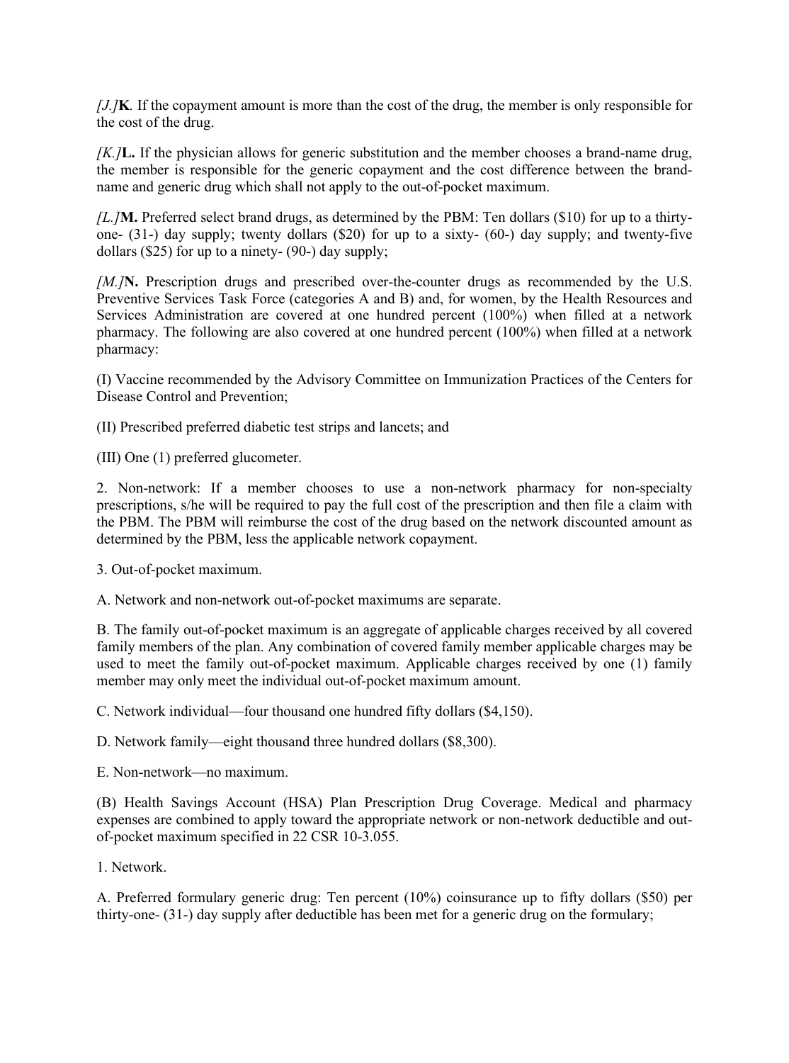*[J.]***K**. If the copayment amount is more than the cost of the drug, the member is only responsible for the cost of the drug.

*[K.]***L.** If the physician allows for generic substitution and the member chooses a brand-name drug, the member is responsible for the generic copayment and the cost difference between the brand-name and generic drug which shall not apply to the out-of-pocket maximum.

*[L.]***M.** Preferred select brand drugs, as determined by the PBM: Ten dollars ($10) for up to a thirty-one- (31-) day supply; twenty dollars ($20) for up to a sixty- (60-) day supply; and twenty-five dollars ($25) for up to a ninety- (90-) day supply;

*[M.]***N.** Prescription drugs and prescribed over-the-counter drugs as recommended by the U.S. Preventive Services Task Force (categories A and B) and, for women, by the Health Resources and Services Administration are covered at one hundred percent (100%) when filled at a network pharmacy. The following are also covered at one hundred percent (100%) when filled at a network pharmacy:

(I) Vaccine recommended by the Advisory Committee on Immunization Practices of the Centers for Disease Control and Prevention;

(II) Prescribed preferred diabetic test strips and lancets; and

(III) One (1) preferred glucometer.

2. Non-network: If a member chooses to use a non-network pharmacy for non-specialty prescriptions, s/he will be required to pay the full cost of the prescription and then file a claim with the PBM. The PBM will reimburse the cost of the drug based on the network discounted amount as determined by the PBM, less the applicable network copayment.

3. Out-of-pocket maximum.

A. Network and non-network out-of-pocket maximums are separate.

B. The family out-of-pocket maximum is an aggregate of applicable charges received by all covered family members of the plan. Any combination of covered family member applicable charges may be used to meet the family out-of-pocket maximum. Applicable charges received by one (1) family member may only meet the individual out-of-pocket maximum amount.

C. Network individual—four thousand one hundred fifty dollars ($4,150).

D. Network family—eight thousand three hundred dollars ($8,300).

E. Non-network—no maximum.

(B) Health Savings Account (HSA) Plan Prescription Drug Coverage. Medical and pharmacy expenses are combined to apply toward the appropriate network or non-network deductible and out-of-pocket maximum specified in 22 CSR 10-3.055.

1. Network.

A. Preferred formulary generic drug: Ten percent (10%) coinsurance up to fifty dollars ($50) per thirty-one- (31-) day supply after deductible has been met for a generic drug on the formulary;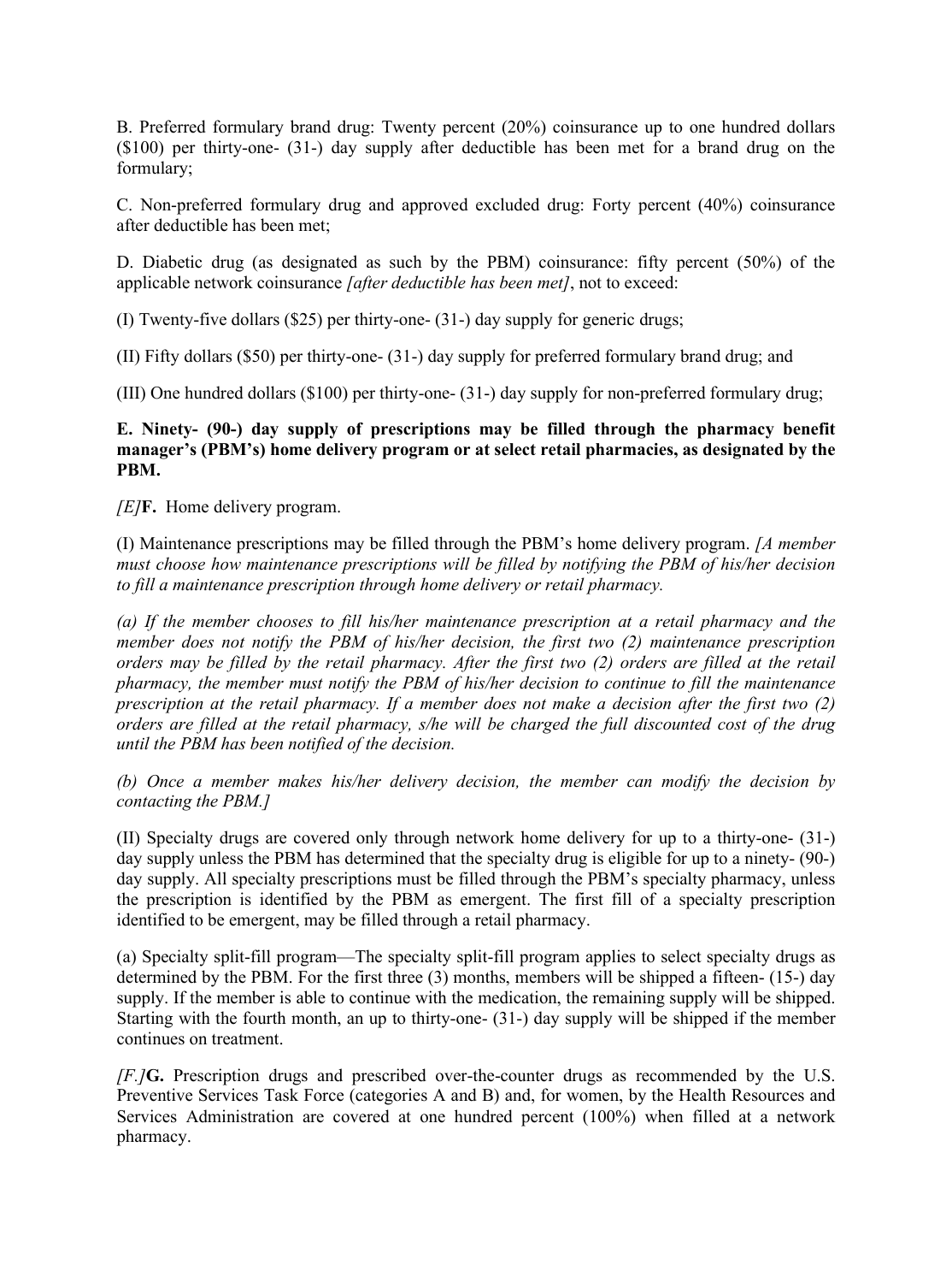B. Preferred formulary brand drug: Twenty percent (20%) coinsurance up to one hundred dollars ($100) per thirty-one- (31-) day supply after deductible has been met for a brand drug on the formulary;

C. Non-preferred formulary drug and approved excluded drug: Forty percent (40%) coinsurance after deductible has been met;

D. Diabetic drug (as designated as such by the PBM) coinsurance: fifty percent (50%) of the applicable network coinsurance *[after deductible has been met]*, not to exceed:

(I) Twenty-five dollars ($25) per thirty-one- (31-) day supply for generic drugs;

(II) Fifty dollars ($50) per thirty-one- (31-) day supply for preferred formulary brand drug; and

(III) One hundred dollars ($100) per thirty-one- (31-) day supply for non-preferred formulary drug;

**E. Ninety- (90-) day supply of prescriptions may be filled through the pharmacy benefit manager's (PBM's) home delivery program or at select retail pharmacies, as designated by the PBM.**

*[E]***F.** Home delivery program.

(I) Maintenance prescriptions may be filled through the PBM's home delivery program. *[A member must choose how maintenance prescriptions will be filled by notifying the PBM of his/her decision to fill a maintenance prescription through home delivery or retail pharmacy.*

*(a) If the member chooses to fill his/her maintenance prescription at a retail pharmacy and the member does not notify the PBM of his/her decision, the first two (2) maintenance prescription orders may be filled by the retail pharmacy. After the first two (2) orders are filled at the retail pharmacy, the member must notify the PBM of his/her decision to continue to fill the maintenance prescription at the retail pharmacy. If a member does not make a decision after the first two (2) orders are filled at the retail pharmacy, s/he will be charged the full discounted cost of the drug until the PBM has been notified of the decision.*

*(b) Once a member makes his/her delivery decision, the member can modify the decision by contacting the PBM.]*

(II) Specialty drugs are covered only through network home delivery for up to a thirty-one- (31-) day supply unless the PBM has determined that the specialty drug is eligible for up to a ninety- (90-) day supply. All specialty prescriptions must be filled through the PBM's specialty pharmacy, unless the prescription is identified by the PBM as emergent. The first fill of a specialty prescription identified to be emergent, may be filled through a retail pharmacy.

(a) Specialty split-fill program—The specialty split-fill program applies to select specialty drugs as determined by the PBM. For the first three (3) months, members will be shipped a fifteen- (15-) day supply. If the member is able to continue with the medication, the remaining supply will be shipped. Starting with the fourth month, an up to thirty-one- (31-) day supply will be shipped if the member continues on treatment.

*[F.]***G.** Prescription drugs and prescribed over-the-counter drugs as recommended by the U.S. Preventive Services Task Force (categories A and B) and, for women, by the Health Resources and Services Administration are covered at one hundred percent (100%) when filled at a network pharmacy.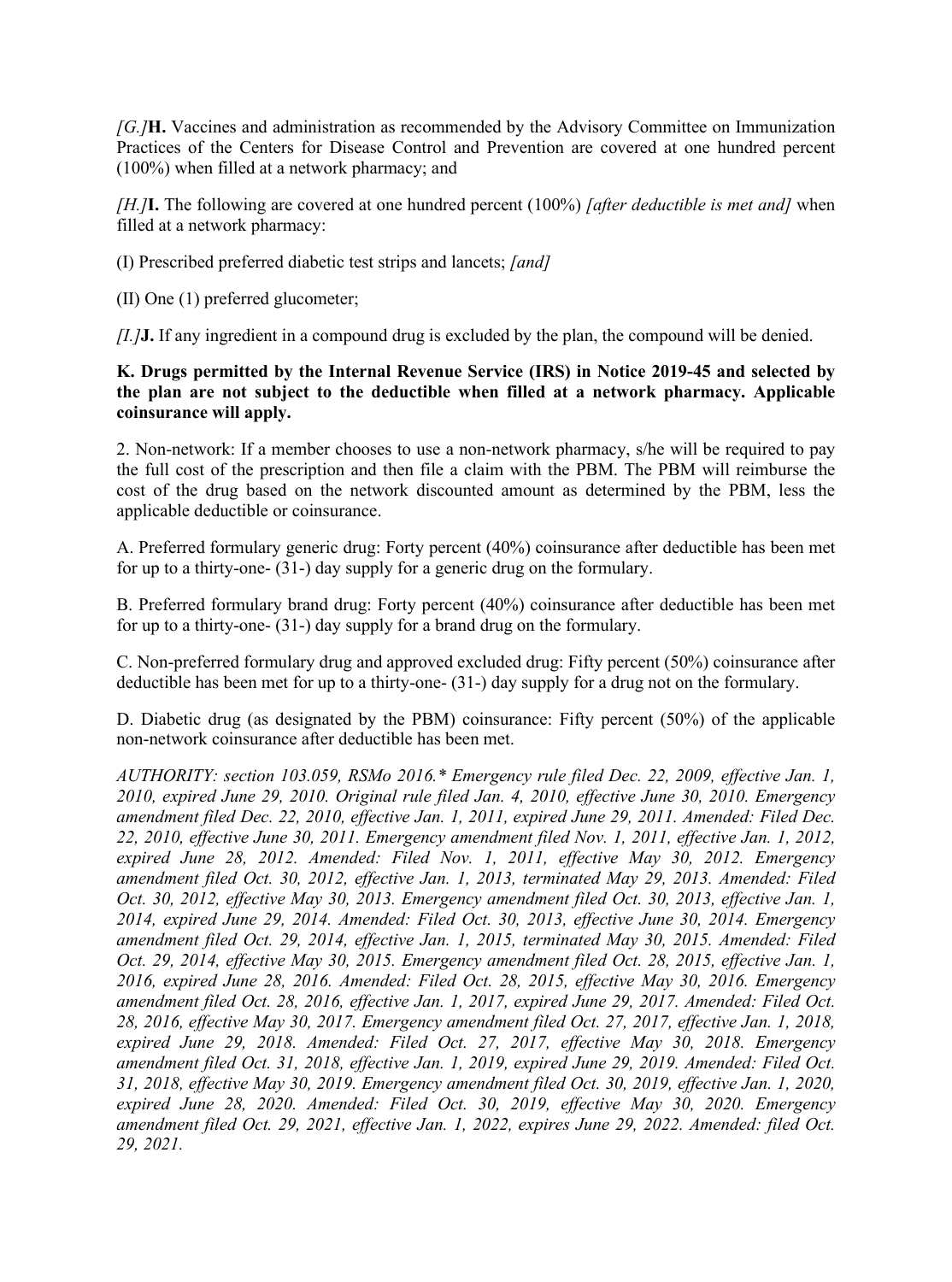*[G.]***H.** Vaccines and administration as recommended by the Advisory Committee on Immunization Practices of the Centers for Disease Control and Prevention are covered at one hundred percent (100%) when filled at a network pharmacy; and

*[H.]***I.** The following are covered at one hundred percent (100%) *[after deductible is met and]* when filled at a network pharmacy:

(I) Prescribed preferred diabetic test strips and lancets; *[and]*

(II) One (1) preferred glucometer;

*[I.]***J.** If any ingredient in a compound drug is excluded by the plan, the compound will be denied.

**K. Drugs permitted by the Internal Revenue Service (IRS) in Notice 2019-45 and selected by the plan are not subject to the deductible when filled at a network pharmacy. Applicable coinsurance will apply.**

2. Non-network: If a member chooses to use a non-network pharmacy, s/he will be required to pay the full cost of the prescription and then file a claim with the PBM. The PBM will reimburse the cost of the drug based on the network discounted amount as determined by the PBM, less the applicable deductible or coinsurance.

A. Preferred formulary generic drug: Forty percent (40%) coinsurance after deductible has been met for up to a thirty-one- (31-) day supply for a generic drug on the formulary.

B. Preferred formulary brand drug: Forty percent (40%) coinsurance after deductible has been met for up to a thirty-one- (31-) day supply for a brand drug on the formulary.

C. Non-preferred formulary drug and approved excluded drug: Fifty percent (50%) coinsurance after deductible has been met for up to a thirty-one- (31-) day supply for a drug not on the formulary.

D. Diabetic drug (as designated by the PBM) coinsurance: Fifty percent (50%) of the applicable non-network coinsurance after deductible has been met.

*AUTHORITY: section 103.059, RSMo 2016.* Emergency rule filed Dec. 22, 2009, effective Jan. 1, 2010, expired June 29, 2010. Original rule filed Jan. 4, 2010, effective June 30, 2010. Emergency amendment filed Dec. 22, 2010, effective Jan. 1, 2011, expired June 29, 2011. Amended: Filed Dec. 22, 2010, effective June 30, 2011. Emergency amendment filed Nov. 1, 2011, effective Jan. 1, 2012, expired June 28, 2012. Amended: Filed Nov. 1, 2011, effective May 30, 2012. Emergency amendment filed Oct. 30, 2012, effective Jan. 1, 2013, terminated May 29, 2013. Amended: Filed Oct. 30, 2012, effective May 30, 2013. Emergency amendment filed Oct. 30, 2013, effective Jan. 1, 2014, expired June 29, 2014. Amended: Filed Oct. 30, 2013, effective June 30, 2014. Emergency amendment filed Oct. 29, 2014, effective Jan. 1, 2015, terminated May 30, 2015. Amended: Filed Oct. 29, 2014, effective May 30, 2015. Emergency amendment filed Oct. 28, 2015, effective Jan. 1, 2016, expired June 28, 2016. Amended: Filed Oct. 28, 2015, effective May 30, 2016. Emergency amendment filed Oct. 28, 2016, effective Jan. 1, 2017, expired June 29, 2017. Amended: Filed Oct. 28, 2016, effective May 30, 2017. Emergency amendment filed Oct. 27, 2017, effective Jan. 1, 2018, expired June 29, 2018. Amended: Filed Oct. 27, 2017, effective May 30, 2018. Emergency amendment filed Oct. 31, 2018, effective Jan. 1, 2019, expired June 29, 2019. Amended: Filed Oct. 31, 2018, effective May 30, 2019. Emergency amendment filed Oct. 30, 2019, effective Jan. 1, 2020, expired June 28, 2020. Amended: Filed Oct. 30, 2019, effective May 30, 2020. Emergency amendment filed Oct. 29, 2021, effective Jan. 1, 2022, expires June 29, 2022. Amended: filed Oct. 29, 2021.*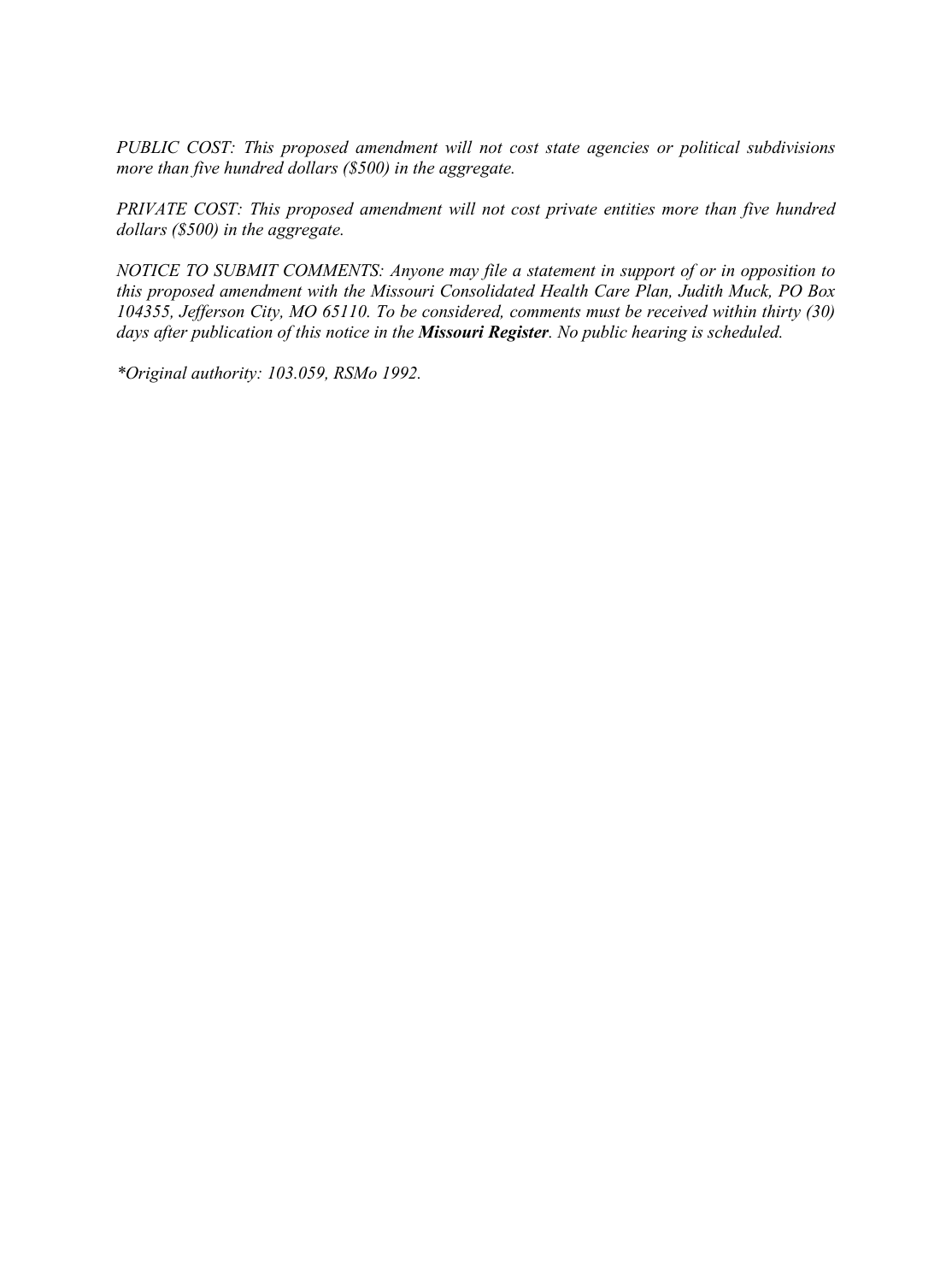*PUBLIC COST: This proposed amendment will not cost state agencies or political subdivisions more than five hundred dollars ($500) in the aggregate.*

*PRIVATE COST: This proposed amendment will not cost private entities more than five hundred dollars ($500) in the aggregate.*

*NOTICE TO SUBMIT COMMENTS: Anyone may file a statement in support of or in opposition to this proposed amendment with the Missouri Consolidated Health Care Plan, Judith Muck, PO Box 104355, Jefferson City, MO 65110. To be considered, comments must be received within thirty (30) days after publication of this notice in the **Missouri Register**. No public hearing is scheduled.*

**Original authority: 103.059, RSMo 1992.*